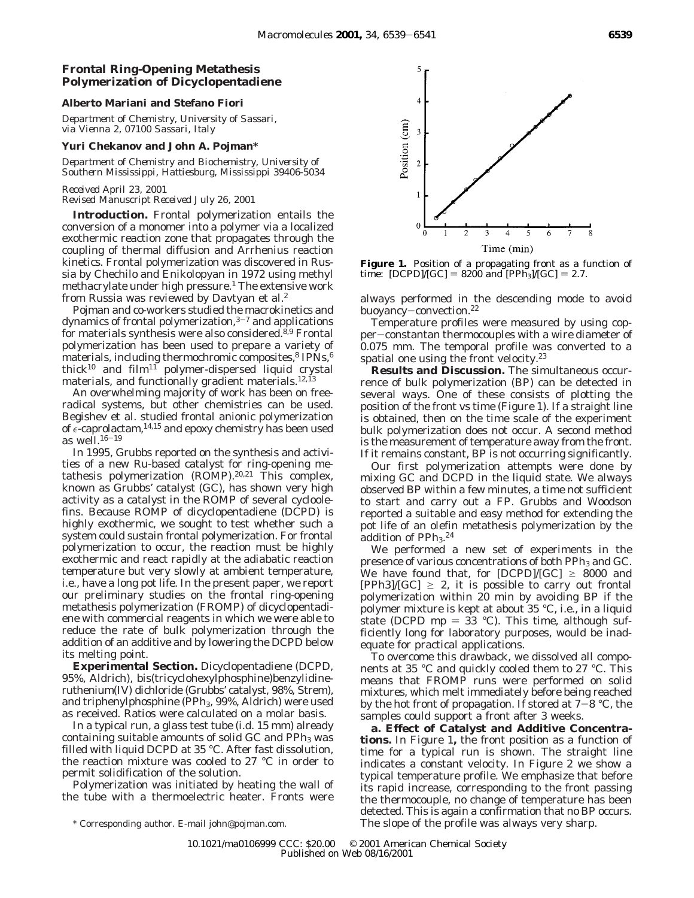# Frontal Ring-Opening Metathesis Polymerization of Dicyclopentadiene

**Alberto Mariani and Stefano Fiori**

*Department of Chemistry, University of Sassari, via Vienna 2, 07100 Sassari, Italy*

**Yuri Chekanov and John A. Pojman***

*Department of Chemistry and Biochemistry, University of Southern Mississippi, Hattiesburg, Mississippi 39406-5034*

*Received April 23, 2001*
*Revised Manuscript Received July 26, 2001*

**Introduction.** Frontal polymerization entails the conversion of a monomer into a polymer via a localized exothermic reaction zone that propagates through the coupling of thermal diffusion and Arrhenius reaction kinetics. Frontal polymerization was discovered in Russia by Chechilo and Enikolopyan in 1972 using methyl methacrylate under high pressure.[1] The extensive work from Russia was reviewed by Davtyan et al.[2]

Pojman and co-workers studied the macrokinetics and dynamics of frontal polymerization,[3-7] and applications for materials synthesis were also considered.[8,9] Frontal polymerization has been used to prepare a variety of materials, including thermochromic composites,[8] IPNs,[6] thick[10] and film[11] polymer-dispersed liquid crystal materials, and functionally gradient materials.[12,13]

An overwhelming majority of work has been on free-radical systems, but other chemistries can be used. Begishev et al. studied frontal anionic polymerization of $\epsilon$-caprolactam,[14,15] and epoxy chemistry has been used as well.[16-19]

In 1995, Grubbs reported on the synthesis and activities of a new Ru-based catalyst for ring-opening metathesis polymerization (ROMP).[20,21] This complex, known as Grubbs' catalyst (GC), has shown very high activity as a catalyst in the ROMP of several cycloolefins. Because ROMP of dicyclopentadiene (DCPD) is highly exothermic, we sought to test whether such a system could sustain frontal polymerization. For frontal polymerization to occur, the reaction must be highly exothermic and react rapidly at the adiabatic reaction temperature but very slowly at ambient temperature, i.e., have a long pot life. In the present paper, we report our preliminary studies on the frontal ring-opening metathesis polymerization (FROMP) of dicyclopentadiene with commercial reagents in which we were able to reduce the rate of bulk polymerization through the addition of an additive and by lowering the DCPD below its melting point.

**Experimental Section.** Dicyclopentadiene (DCPD, 95%, Aldrich), bis(tricyclohexylphosphine)benzylidine-ruthenium(IV) dichloride (Grubbs' catalyst, 98%, Strem), and triphenylphosphine ($PPh_3$, 99%, Aldrich) were used as received. Ratios were calculated on a molar basis.

In a typical run, a glass test tube (i.d. 15 mm) already containing suitable amounts of solid GC and $PPh_3$ was filled with liquid DCPD at 35 °C. After fast dissolution, the reaction mixture was cooled to 27 °C in order to permit solidification of the solution.

Polymerization was initiated by heating the wall of the tube with a thermoelectric heater. Fronts were always performed in the descending mode to avoid buoyancy–convection.[22]

Temperature profiles were measured by using copper–constantan thermocouples with a wire diameter of 0.075 mm. The temporal profile was converted to a spatial one using the front velocity.[23]

Position (cm)
Time (min)
0 1 2 3 4 5 6 7 8
0 1 2 3 4 5

**Figure 1.** Position of a propagating front as a function of time: [DCPD]/[GC] = 8200 and [$PPh_3$]/[GC] = 2.7.

**Results and Discussion.** The simultaneous occurrence of bulk polymerization (BP) can be detected in several ways. One of these consists of plotting the position of the front vs time (Figure 1). If a straight line is obtained, then on the time scale of the experiment bulk polymerization does not occur. A second method is the measurement of temperature away from the front. If it remains constant, BP is not occurring significantly.

Our first polymerization attempts were done by mixing GC and DCPD in the liquid state. We always observed BP within a few minutes, a time not sufficient to start and carry out a FP. Grubbs and Woodson reported a suitable and easy method for extending the pot life of an olefin metathesis polymerization by the addition of $PPh_3$.[24]

We performed a new set of experiments in the presence of various concentrations of both $PPh_3$ and GC. We have found that, for [DCPD]/[GC] ≥ 8000 and [PPh3]/[GC] ≥ 2, it is possible to carry out frontal polymerization within 20 min by avoiding BP if the polymer mixture is kept at about 35 °C, i.e., in a liquid state (DCPD mp = 33 °C). This time, although sufficiently long for laboratory purposes, would be inadequate for practical applications.

To overcome this drawback, we dissolved all components at 35 °C and quickly cooled them to 27 °C. This means that FROMP runs were performed on solid mixtures, which melt immediately before being reached by the hot front of propagation. If stored at 7–8 °C, the samples could support a front after 3 weeks.

**a. Effect of Catalyst and Additive Concentrations.** In Figure 1**,** the front position as a function of time for a typical run is shown. The straight line indicates a constant velocity. In Figure 2 we show a typical temperature profile. We emphasize that before its rapid increase, corresponding to the front passing the thermocouple, no change of temperature has been detected. This is again a confirmation that no BP occurs. The slope of the profile was always very sharp.

\* Corresponding author. E-mail john@pojman.com.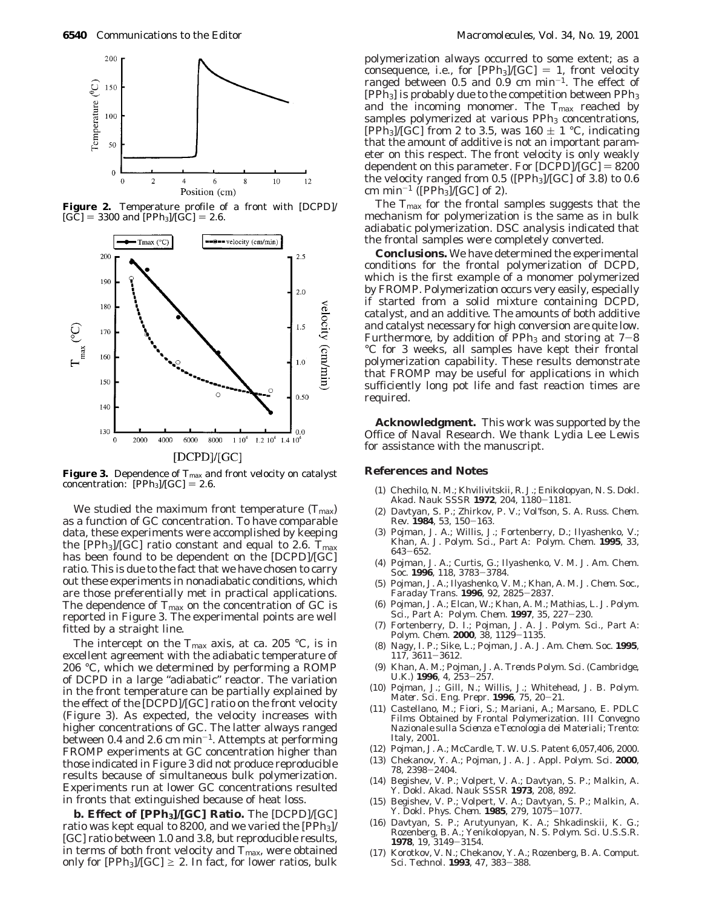Temperature (°C)

200

150

100

50

0

0 2 4 6 8 10 12

Position (cm)

**Figure 2.** Temperature profile of a front with [DCPD]/[GC] = 3300 and $[PPh_3]$/[GC] = 2.6.

$T_{max}$ (°C)

velocity (cm/min)

200

190

180

170

160

150

140

130

0 2000 4000 6000 8000 1 10[4] 1.2 10[4] 1.4 10[4]

2.5

2.0

1.5

1.0

0.50

0.0

[DCPD]/[GC]

**Figure 3.** Dependence of $T_{max}$ and front velocity on catalyst concentration: $[PPh_3]$/[GC] = 2.6.

We studied the maximum front temperature ($T_{max}$) as a function of GC concentration. To have comparable data, these experiments were accomplished by keeping the $[PPh_3]$/[GC] ratio constant and equal to 2.6. $T_{max}$ has been found to be dependent on the [DCPD]/[GC] ratio. This is due to the fact that we have chosen to carry out these experiments in nonadiabatic conditions, which are those preferentially met in practical applications. The dependence of $T_{max}$ on the concentration of GC is reported in Figure 3. The experimental points are well fitted by a straight line.

The intercept on the $T_{max}$ axis, at ca. 205 °C, is in excellent agreement with the adiabatic temperature of 206 °C, which we determined by performing a ROMP of DCPD in a large "adiabatic" reactor. The variation in the front temperature can be partially explained by the effect of the [DCPD]/[GC] ratio on the front velocity (Figure 3). As expected, the velocity increases with higher concentrations of GC. The latter always ranged between 0.4 and 2.6 cm $min^{-1}$. Attempts at performing FROMP experiments at GC concentration higher than those indicated in Figure 3 did not produce reproducible results because of simultaneous bulk polymerization. Experiments run at lower GC concentrations resulted in fronts that extinguished because of heat loss.

**b. Effect of $[PPh_3]$/[GC] Ratio.** The [DCPD]/[GC] ratio was kept equal to 8200, and we varied the $[PPh_3]$/[GC] ratio between 1.0 and 3.8, but reproducible results, in terms of both front velocity and $T_{max}$, were obtained only for $[PPh_3]$/[GC] ≥ 2. In fact, for lower ratios, bulk polymerization always occurred to some extent; as a consequence, i.e., for $[PPh_3]$/[GC] = 1, front velocity ranged between 0.5 and 0.9 cm $min^{-1}$. The effect of $[PPh_3]$ is probably due to the competition between $PPh_3$ and the incoming monomer. The $T_{max}$ reached by samples polymerized at various $PPh_3$ concentrations, $[PPh_3]$/[GC] from 2 to 3.5, was 160 ± 1 °C, indicating that the amount of additive is not an important parameter on this respect. The front velocity is only weakly dependent on this parameter. For [DCPD]/[GC] = 8200 the velocity ranged from 0.5 ($[PPh_3]$/[GC] of 3.8) to 0.6 cm $min^{-1}$ ($[PPh_3]$/[GC] of 2).

The $T_{max}$ for the frontal samples suggests that the mechanism for polymerization is the same as in bulk adiabatic polymerization. DSC analysis indicated that the frontal samples were completely converted.

**Conclusions.** We have determined the experimental conditions for the frontal polymerization of DCPD, which is the first example of a monomer polymerized by FROMP. Polymerization occurs very easily, especially if started from a solid mixture containing DCPD, catalyst, and an additive. The amounts of both additive and catalyst necessary for high conversion are quite low. Furthermore, by addition of $PPh_3$ and storing at 7–8 °C for 3 weeks, all samples have kept their frontal polymerization capability. These results demonstrate that FROMP may be useful for applications in which sufficiently long pot life and fast reaction times are required.

**Acknowledgment.** This work was supported by the Office of Naval Research. We thank Lydia Lee Lewis for assistance with the manuscript.

## References and Notes

(1) Chechilo, N. M.; Khvilivitskii, R. J.; Enikolopyan, N. S. *Dokl. Akad. Nauk SSSR* **1972**, 204, 1180–1181.
(2) Davtyan, S. P.; Zhirkov, P. V.; Vol'fson, S. A. *Russ. Chem. Rev.* **1984**, 53, 150–163.
(3) Pojman, J. A.; Willis, J.; Fortenberry, D.; Ilyashenko, V.; Khan, A. *J. Polym. Sci., Part A: Polym. Chem.* **1995**, 33, 643–652.
(4) Pojman, J. A.; Curtis, G.; Ilyashenko, V. M. *J. Am. Chem. Soc.* **1996**, 118, 3783–3784.
(5) Pojman, J. A.; Ilyashenko, V. M.; Khan, A. M. *J. Chem. Soc., Faraday Trans.* **1996**, 92, 2825–2837.
(6) Pojman, J. A.; Elcan, W.; Khan, A. M.; Mathias, L. *J. Polym. Sci., Part A: Polym. Chem.* **1997**, 35, 227–230.
(7) Fortenberry, D. I.; Pojman, J. A. *J. Polym. Sci., Part A: Polym. Chem.* **2000**, 38, 1129–1135.
(8) Nagy, I. P.; Sike, L.; Pojman, J. A. *J. Am. Chem. Soc.* **1995**, 117, 3611–3612.
(9) Khan, A. M.; Pojman, J. A. *Trends Polym. Sci. (Cambridge, U.K.)* **1996**, 4, 253–257.
(10) Pojman, J.; Gill, N.; Willis, J.; Whitehead, J. B. *Polym. Mater. Sci. Eng. Prepr.* **1996**, 75, 20–21.
(11) Castellano, M.; Fiori, S.; Mariani, A.; Marsano, E. PDLC Films Obtained by Frontal Polymerization. *III Convegno Nazionale sulla Scienza e Tecnologia dei Materiali*; Trento: Italy, 2001.
(12) Pojman, J. A.; McCardle, T. W. U.S. Patent 6,057,406, 2000.
(13) Chekanov, Y. A.; Pojman, J. A. *J. Appl. Polym. Sci.* **2000**, 78, 2398–2404.
(14) Begishev, V. P.; Volpert, V. A.; Davtyan, S. P.; Malkin, A. Y. *Dokl. Akad. Nauk SSSR* **1973**, 208, 892.
(15) Begishev, V. P.; Volpert, V. A.; Davtyan, S. P.; Malkin, A. Y. *Dokl. Phys. Chem.* **1985**, 279, 1075–1077.
(16) Davtyan, S. P.; Arutyunyan, K. A.; Shkadinskii, K. G.; Rozenberg, B. A.; Yenikolopyan, N. S. *Polym. Sci. U.S.S.R.* **1978**, 19, 3149–3154.
(17) Korotkov, V. N.; Chekanov, Y. A.; Rozenberg, B. A. *Comput. Sci. Technol.* **1993**, 47, 383–388.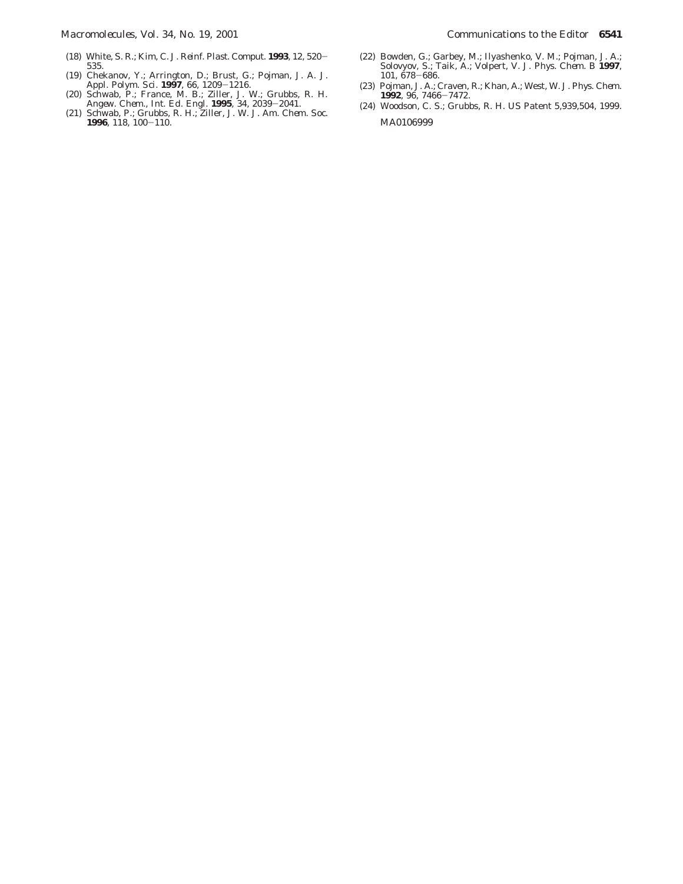(18) White, S. R.; Kim, C. J. *Reinf. Plast. Comput.* **1993**, 12, 520–535.

(19) Chekanov, Y.; Arrington, D.; Brust, G.; Pojman, J. A. *J. Appl. Polym. Sci.* **1997**, 66, 1209–1216.

(20) Schwab, P.; France, M. B.; Ziller, J. W.; Grubbs, R. H. *Angew. Chem., Int. Ed. Engl.* **1995**, 34, 2039–2041.

(21) Schwab, P.; Grubbs, R. H.; Ziller, J. W. *J. Am. Chem. Soc.* **1996**, 118, 100–110.

(22) Bowden, G.; Garbey, M.; Ilyashenko, V. M.; Pojman, J. A.; Solovyov, S.; Taik, A.; Volpert, V. *J. Phys. Chem. B* **1997**, 101, 678–686.

(23) Pojman, J. A.; Craven, R.; Khan, A.; West, W. *J. Phys. Chem.* **1992**, 96, 7466–7472.

(24) Woodson, C. S.; Grubbs, R. H. US Patent 5,939,504, 1999.

MA0106999